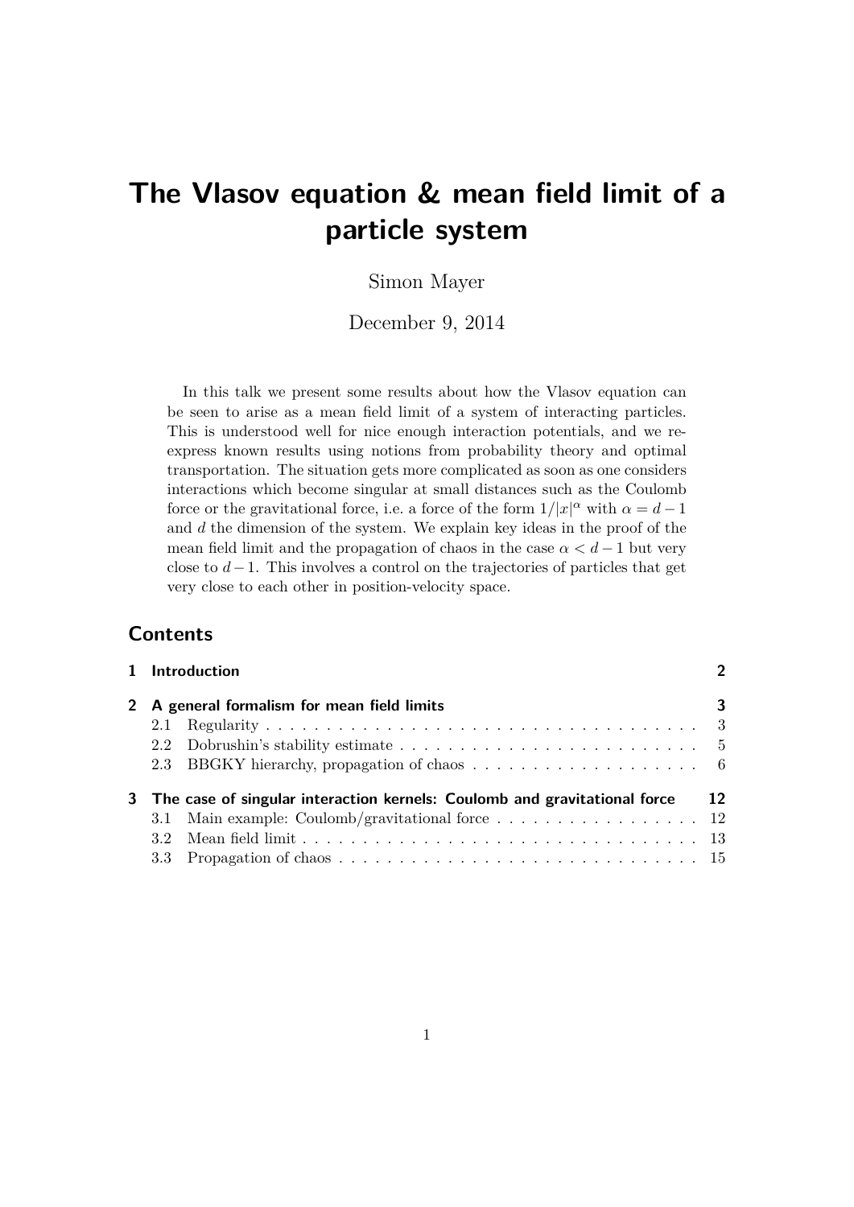# The Vlasov equation & mean field limit of a particle system

Simon Mayer

December 9, 2014

In this talk we present some results about how the Vlasov equation can be seen to arise as a mean field limit of a system of interacting particles. This is understood well for nice enough interaction potentials, and we re-express known results using notions from probability theory and optimal transportation. The situation gets more complicated as soon as one considers interactions which become singular at small distances such as the Coulomb force or the gravitational force, i.e. a force of the form $1/|x|^\alpha$ with $\alpha = d-1$ and $d$ the dimension of the system. We explain key ideas in the proof of the mean field limit and the propagation of chaos in the case $\alpha < d-1$ but very close to $d-1$. This involves a control on the trajectories of particles that get very close to each other in position-velocity space.

## Contents

- **1 Introduction** — 2
- **2 A general formalism for mean field limits** — 3
  - 2.1 Regularity — 3
  - 2.2 Dobrushin's stability estimate — 5
  - 2.3 BBGKY hierarchy, propagation of chaos — 6
- **3 The case of singular interaction kernels: Coulomb and gravitational force** — 12
  - 3.1 Main example: Coulomb/gravitational force — 12
  - 3.2 Mean field limit — 13
  - 3.3 Propagation of chaos — 15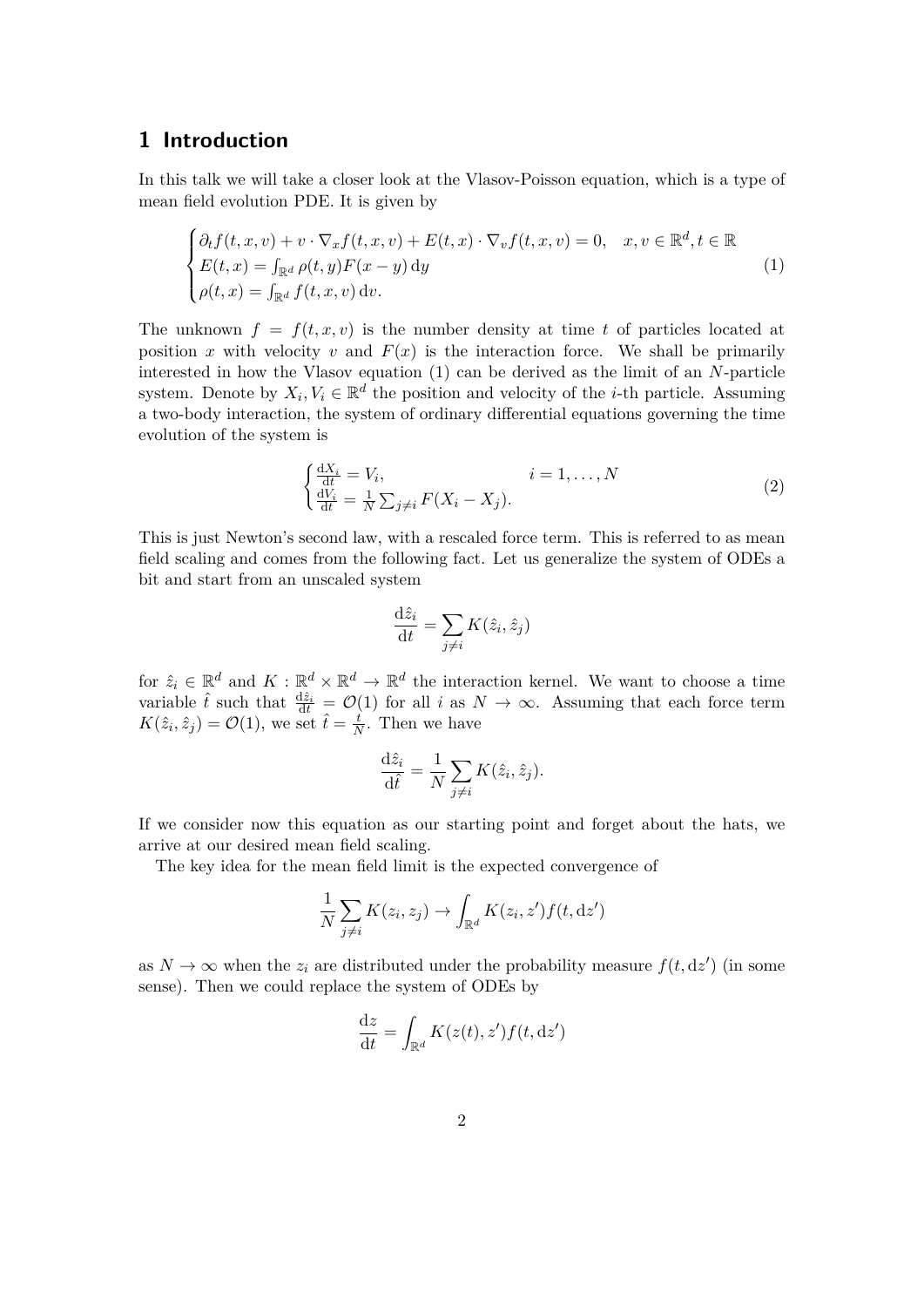# 1 Introduction

In this talk we will take a closer look at the Vlasov-Poisson equation, which is a type of mean field evolution PDE. It is given by

$$
\begin{cases}
\partial_t f(t,x,v) + v \cdot \nabla_x f(t,x,v) + E(t,x) \cdot \nabla_v f(t,x,v) = 0, \quad x, v \in \mathbb{R}^d, t \in \mathbb{R} \\
E(t,x) = \int_{\mathbb{R}^d} \rho(t,y) F(x-y) \, \mathrm{d}y \\
\rho(t,x) = \int_{\mathbb{R}^d} f(t,x,v) \, \mathrm{d}v.
\end{cases}
\tag{1}
$$

The unknown $f = f(t,x,v)$ is the number density at time $t$ of particles located at position $x$ with velocity $v$ and $F(x)$ is the interaction force. We shall be primarily interested in how the Vlasov equation (1) can be derived as the limit of an $N$-particle system. Denote by $X_i, V_i \in \mathbb{R}^d$ the position and velocity of the $i$-th particle. Assuming a two-body interaction, the system of ordinary differential equations governing the time evolution of the system is

$$
\begin{cases}
\frac{\mathrm{d}X_i}{\mathrm{d}t} = V_i, & i = 1, \ldots, N \\
\frac{\mathrm{d}V_i}{\mathrm{d}t} = \frac{1}{N} \sum_{j \neq i} F(X_i - X_j).
\end{cases}
\tag{2}
$$

This is just Newton's second law, with a rescaled force term. This is referred to as mean field scaling and comes from the following fact. Let us generalize the system of ODEs a bit and start from an unscaled system

$$
\frac{\mathrm{d}\hat{z}_i}{\mathrm{d}t} = \sum_{j \neq i} K(\hat{z}_i, \hat{z}_j)
$$

for $\hat{z}_i \in \mathbb{R}^d$ and $K : \mathbb{R}^d \times \mathbb{R}^d \to \mathbb{R}^d$ the interaction kernel. We want to choose a time variable $\hat{t}$ such that $\frac{\mathrm{d}\hat{z}_i}{\mathrm{d}t} = \mathcal{O}(1)$ for all $i$ as $N \to \infty$. Assuming that each force term $K(\hat{z}_i, \hat{z}_j) = \mathcal{O}(1)$, we set $\hat{t} = \frac{t}{N}$. Then we have

$$
\frac{\mathrm{d}\hat{z}_i}{\mathrm{d}\hat{t}} = \frac{1}{N} \sum_{j \neq i} K(\hat{z}_i, \hat{z}_j).
$$

If we consider now this equation as our starting point and forget about the hats, we arrive at our desired mean field scaling.

The key idea for the mean field limit is the expected convergence of

$$
\frac{1}{N} \sum_{j \neq i} K(z_i, z_j) \to \int_{\mathbb{R}^d} K(z_i, z') f(t, \mathrm{d}z')
$$

as $N \to \infty$ when the $z_i$ are distributed under the probability measure $f(t, \mathrm{d}z')$ (in some sense). Then we could replace the system of ODEs by

$$
\frac{\mathrm{d}z}{\mathrm{d}t} = \int_{\mathbb{R}^d} K(z(t), z') f(t, \mathrm{d}z')
$$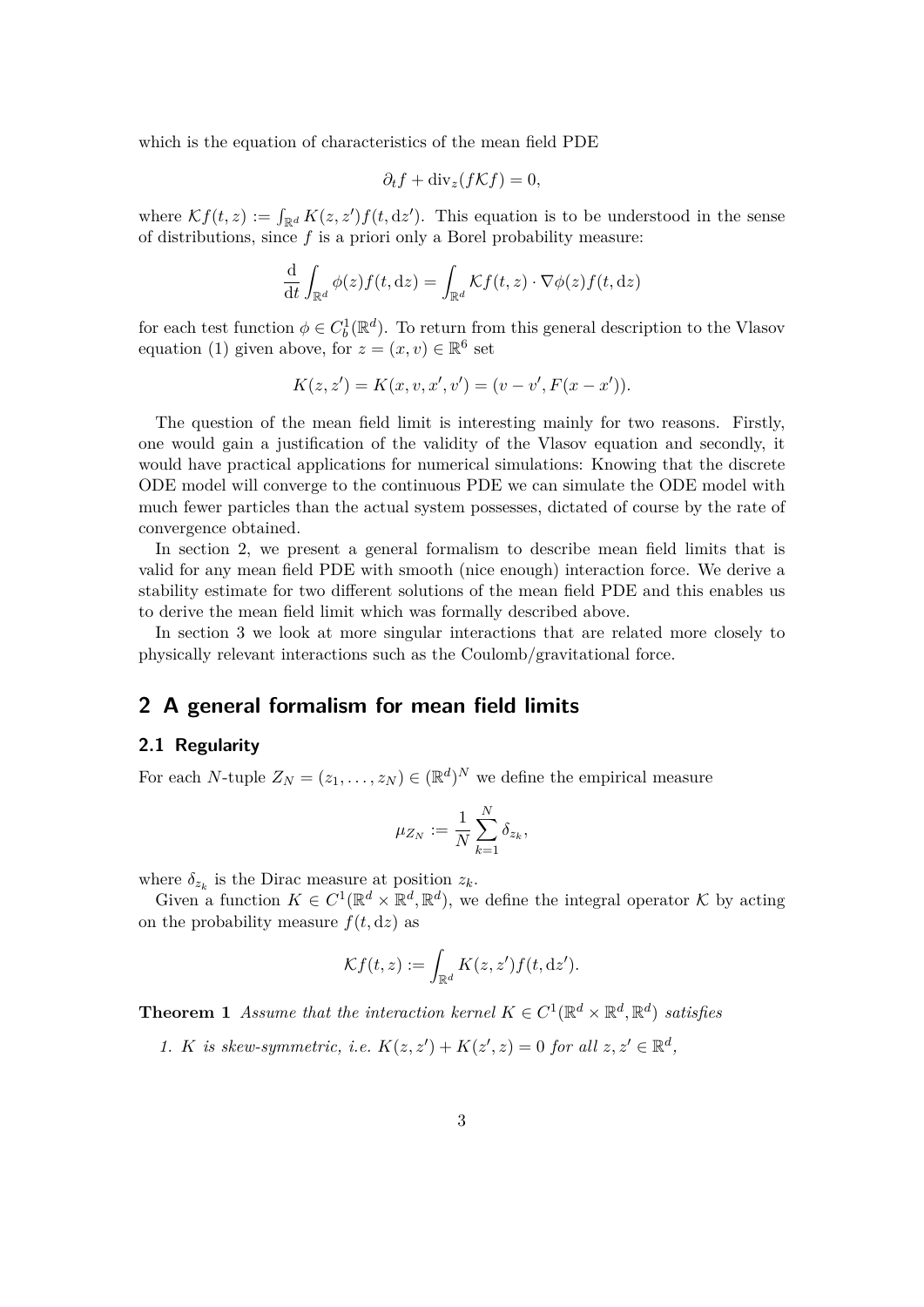which is the equation of characteristics of the mean field PDE

$$\partial_t f + \mathrm{div}_z(f\mathcal{K}f) = 0,$$

where $\mathcal{K}f(t,z) := \int_{\mathbb{R}^d} K(z,z')f(t,\mathrm{d}z')$. This equation is to be understood in the sense of distributions, since $f$ is a priori only a Borel probability measure:

$$\frac{\mathrm{d}}{\mathrm{d}t}\int_{\mathbb{R}^d} \phi(z)f(t,\mathrm{d}z) = \int_{\mathbb{R}^d} \mathcal{K}f(t,z)\cdot\nabla\phi(z)f(t,\mathrm{d}z)$$

for each test function $\phi \in C_b^1(\mathbb{R}^d)$. To return from this general description to the Vlasov equation (1) given above, for $z = (x,v) \in \mathbb{R}^6$ set

$$K(z,z') = K(x,v,x',v') = (v - v', F(x - x')).$$

The question of the mean field limit is interesting mainly for two reasons. Firstly, one would gain a justification of the validity of the Vlasov equation and secondly, it would have practical applications for numerical simulations: Knowing that the discrete ODE model will converge to the continuous PDE we can simulate the ODE model with much fewer particles than the actual system possesses, dictated of course by the rate of convergence obtained.

In section 2, we present a general formalism to describe mean field limits that is valid for any mean field PDE with smooth (nice enough) interaction force. We derive a stability estimate for two different solutions of the mean field PDE and this enables us to derive the mean field limit which was formally described above.

In section 3 we look at more singular interactions that are related more closely to physically relevant interactions such as the Coulomb/gravitational force.

## 2 A general formalism for mean field limits

### 2.1 Regularity

For each $N$-tuple $Z_N = (z_1,\dots,z_N) \in (\mathbb{R}^d)^N$ we define the empirical measure

$$\mu_{Z_N} := \frac{1}{N}\sum_{k=1}^N \delta_{z_k},$$

where $\delta_{z_k}$ is the Dirac measure at position $z_k$.

Given a function $K \in C^1(\mathbb{R}^d \times \mathbb{R}^d, \mathbb{R}^d)$, we define the integral operator $\mathcal{K}$ by acting on the probability measure $f(t,\mathrm{d}z)$ as

$$\mathcal{K}f(t,z) := \int_{\mathbb{R}^d} K(z,z')f(t,\mathrm{d}z').$$

**Theorem 1** *Assume that the interaction kernel $K \in C^1(\mathbb{R}^d \times \mathbb{R}^d, \mathbb{R}^d)$ satisfies*

1. *$K$ is skew-symmetric, i.e. $K(z,z') + K(z',z) = 0$ for all $z,z' \in \mathbb{R}^d$,*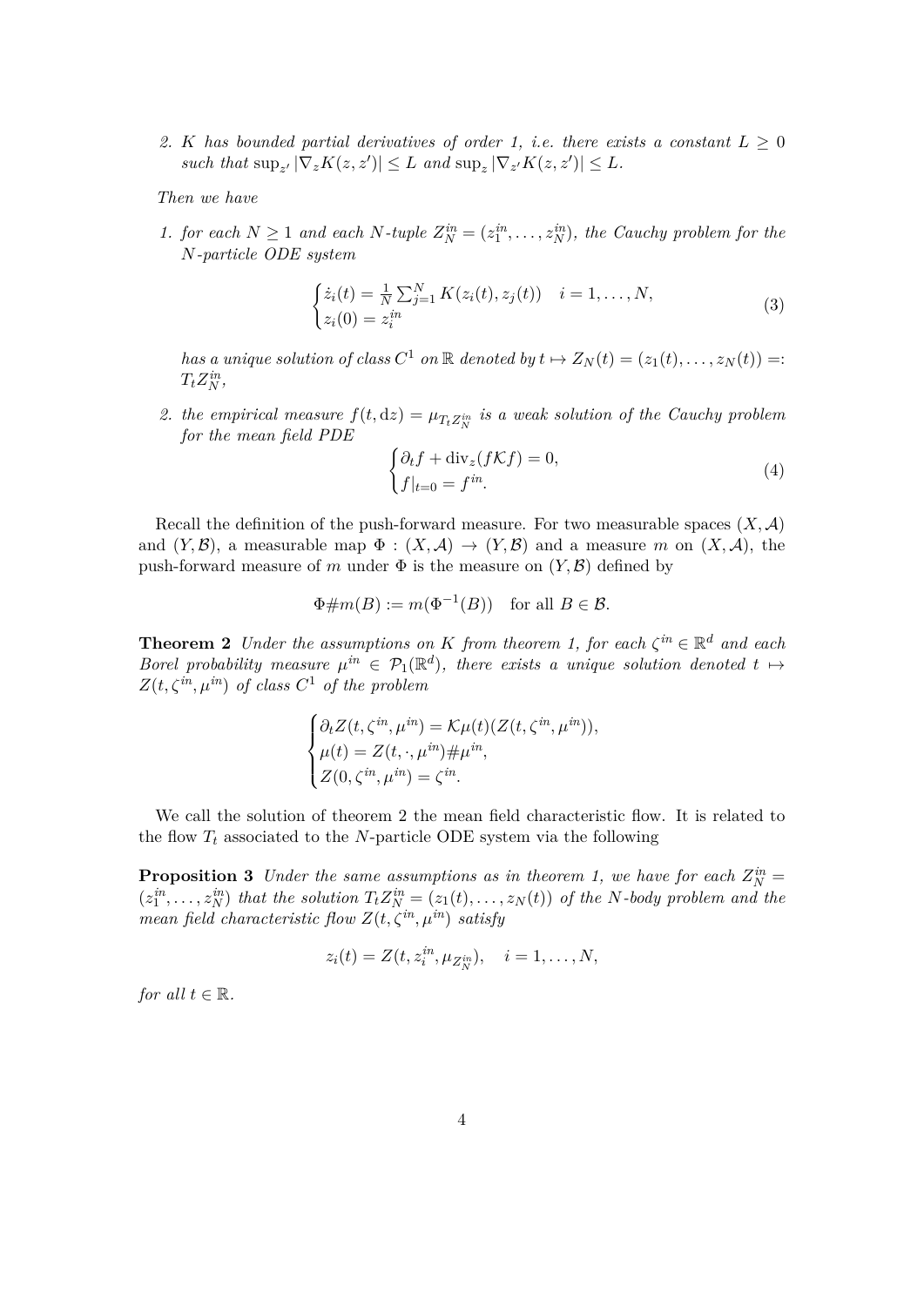2. *$K$ has bounded partial derivatives of order 1, i.e. there exists a constant $L \geq 0$ such that $\sup_{z'} |\nabla_z K(z, z')| \leq L$ and $\sup_z |\nabla_{z'} K(z, z')| \leq L$.*

*Then we have*

1. *for each $N \geq 1$ and each $N$-tuple $Z_N^{in} = (z_1^{in}, \dots, z_N^{in})$, the Cauchy problem for the $N$-particle ODE system*

$$
\begin{cases}
\dot{z}_i(t) = \frac{1}{N} \sum_{j=1}^N K(z_i(t), z_j(t)) \quad i = 1, \dots, N, \\
z_i(0) = z_i^{in}
\end{cases}
\tag{3}
$$

*has a unique solution of class $C^1$ on $\mathbb{R}$ denoted by $t \mapsto Z_N(t) = (z_1(t), \dots, z_N(t)) =: T_t Z_N^{in}$,*

2. *the empirical measure $f(t, \mathrm{d}z) = \mu_{T_t Z_N^{in}}$ is a weak solution of the Cauchy problem for the mean field PDE*

$$
\begin{cases}
\partial_t f + \operatorname{div}_z(f \mathcal{K} f) = 0, \\
f|_{t=0} = f^{in}.
\end{cases}
\tag{4}
$$

Recall the definition of the push-forward measure. For two measurable spaces $(X, \mathcal{A})$ and $(Y, \mathcal{B})$, a measurable map $\Phi : (X, \mathcal{A}) \to (Y, \mathcal{B})$ and a measure $m$ on $(X, \mathcal{A})$, the push-forward measure of $m$ under $\Phi$ is the measure on $(Y, \mathcal{B})$ defined by

$$
\Phi \# m(B) := m(\Phi^{-1}(B)) \quad \text{for all } B \in \mathcal{B}.
$$

**Theorem 2** *Under the assumptions on $K$ from theorem 1, for each $\zeta^{in} \in \mathbb{R}^d$ and each Borel probability measure $\mu^{in} \in \mathcal{P}_1(\mathbb{R}^d)$, there exists a unique solution denoted $t \mapsto Z(t, \zeta^{in}, \mu^{in})$ of class $C^1$ of the problem*

$$
\begin{cases}
\partial_t Z(t, \zeta^{in}, \mu^{in}) = \mathcal{K}\mu(t)(Z(t, \zeta^{in}, \mu^{in})), \\
\mu(t) = Z(t, \cdot, \mu^{in}) \# \mu^{in}, \\
Z(0, \zeta^{in}, \mu^{in}) = \zeta^{in}.
\end{cases}
$$

We call the solution of theorem 2 the mean field characteristic flow. It is related to the flow $T_t$ associated to the $N$-particle ODE system via the following

**Proposition 3** *Under the same assumptions as in theorem 1, we have for each $Z_N^{in} = (z_1^{in}, \dots, z_N^{in})$ that the solution $T_t Z_N^{in} = (z_1(t), \dots, z_N(t))$ of the $N$-body problem and the mean field characteristic flow $Z(t, \zeta^{in}, \mu^{in})$ satisfy*

$$
z_i(t) = Z(t, z_i^{in}, \mu_{Z_N^{in}}), \quad i = 1, \dots, N,
$$

*for all $t \in \mathbb{R}$.*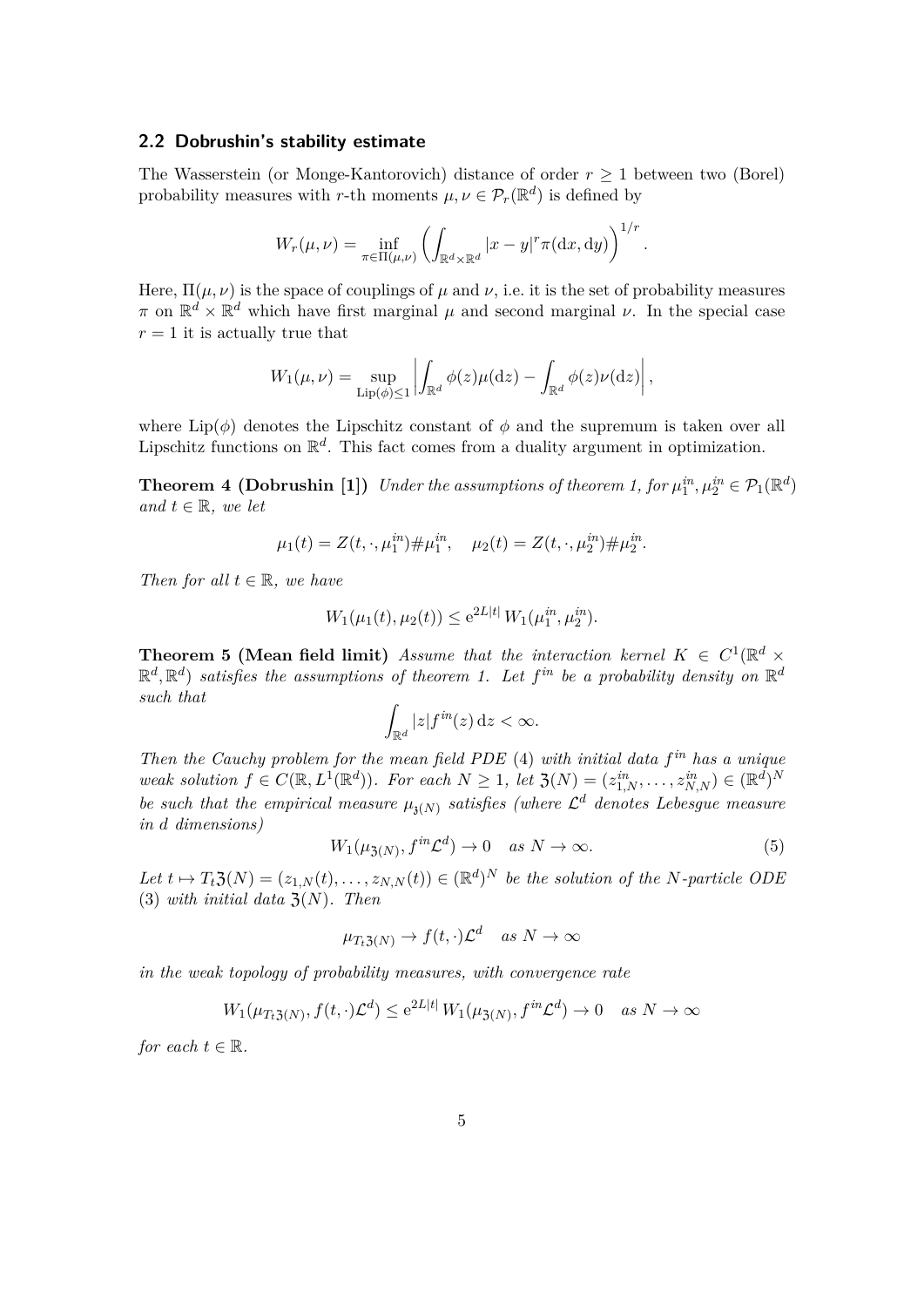### 2.2 Dobrushin's stability estimate

The Wasserstein (or Monge-Kantorovich) distance of order $r \geq 1$ between two (Borel) probability measures with $r$-th moments $\mu, \nu \in \mathcal{P}_r(\mathbb{R}^d)$ is defined by

$$W_r(\mu,\nu) = \inf_{\pi \in \Pi(\mu,\nu)} \left( \int_{\mathbb{R}^d \times \mathbb{R}^d} |x-y|^r \pi(\mathrm{d}x, \mathrm{d}y) \right)^{1/r}.$$

Here, $\Pi(\mu,\nu)$ is the space of couplings of $\mu$ and $\nu$, i.e. it is the set of probability measures $\pi$ on $\mathbb{R}^d \times \mathbb{R}^d$ which have first marginal $\mu$ and second marginal $\nu$. In the special case $r = 1$ it is actually true that

$$W_1(\mu,\nu) = \sup_{\mathrm{Lip}(\phi) \leq 1} \left| \int_{\mathbb{R}^d} \phi(z)\mu(\mathrm{d}z) - \int_{\mathbb{R}^d} \phi(z)\nu(\mathrm{d}z) \right|,$$

where $\mathrm{Lip}(\phi)$ denotes the Lipschitz constant of $\phi$ and the supremum is taken over all Lipschitz functions on $\mathbb{R}^d$. This fact comes from a duality argument in optimization.

**Theorem 4 (Dobrushin [1])** *Under the assumptions of theorem 1, for $\mu_1^{in}, \mu_2^{in} \in \mathcal{P}_1(\mathbb{R}^d)$ and $t \in \mathbb{R}$, we let*

$$\mu_1(t) = Z(t, \cdot, \mu_1^{in}) \# \mu_1^{in}, \quad \mu_2(t) = Z(t, \cdot, \mu_2^{in}) \# \mu_2^{in}.$$

*Then for all $t \in \mathbb{R}$, we have*

$$W_1(\mu_1(t), \mu_2(t)) \leq \mathrm{e}^{2L|t|}\, W_1(\mu_1^{in}, \mu_2^{in}).$$

**Theorem 5 (Mean field limit)** *Assume that the interaction kernel $K \in C^1(\mathbb{R}^d \times \mathbb{R}^d, \mathbb{R}^d)$ satisfies the assumptions of theorem 1. Let $f^{in}$ be a probability density on $\mathbb{R}^d$ such that*

$$\int_{\mathbb{R}^d} |z| f^{in}(z)\, \mathrm{d}z < \infty.$$

*Then the Cauchy problem for the mean field PDE (4) with initial data $f^{in}$ has a unique weak solution $f \in C(\mathbb{R}, L^1(\mathbb{R}^d))$. For each $N \geq 1$, let $\mathfrak{Z}(N) = (z_{1,N}^{in}, \ldots, z_{N,N}^{in}) \in (\mathbb{R}^d)^N$ be such that the empirical measure $\mu_{\mathfrak{z}(N)}$ satisfies (where $\mathcal{L}^d$ denotes Lebesgue measure in $d$ dimensions)*

$$W_1(\mu_{\mathfrak{Z}(N)}, f^{in}\mathcal{L}^d) \to 0 \quad \text{as } N \to \infty. \tag{5}$$

*Let $t \mapsto T_t\mathfrak{Z}(N) = (z_{1,N}(t), \ldots, z_{N,N}(t)) \in (\mathbb{R}^d)^N$ be the solution of the $N$-particle ODE (3) with initial data $\mathfrak{Z}(N)$. Then*

$$\mu_{T_t\mathfrak{Z}(N)} \to f(t,\cdot)\mathcal{L}^d \quad \text{as } N \to \infty$$

*in the weak topology of probability measures, with convergence rate*

$$W_1(\mu_{T_t\mathfrak{Z}(N)}, f(t,\cdot)\mathcal{L}^d) \leq \mathrm{e}^{2L|t|}\, W_1(\mu_{\mathfrak{Z}(N)}, f^{in}\mathcal{L}^d) \to 0 \quad \text{as } N \to \infty$$

*for each $t \in \mathbb{R}$.*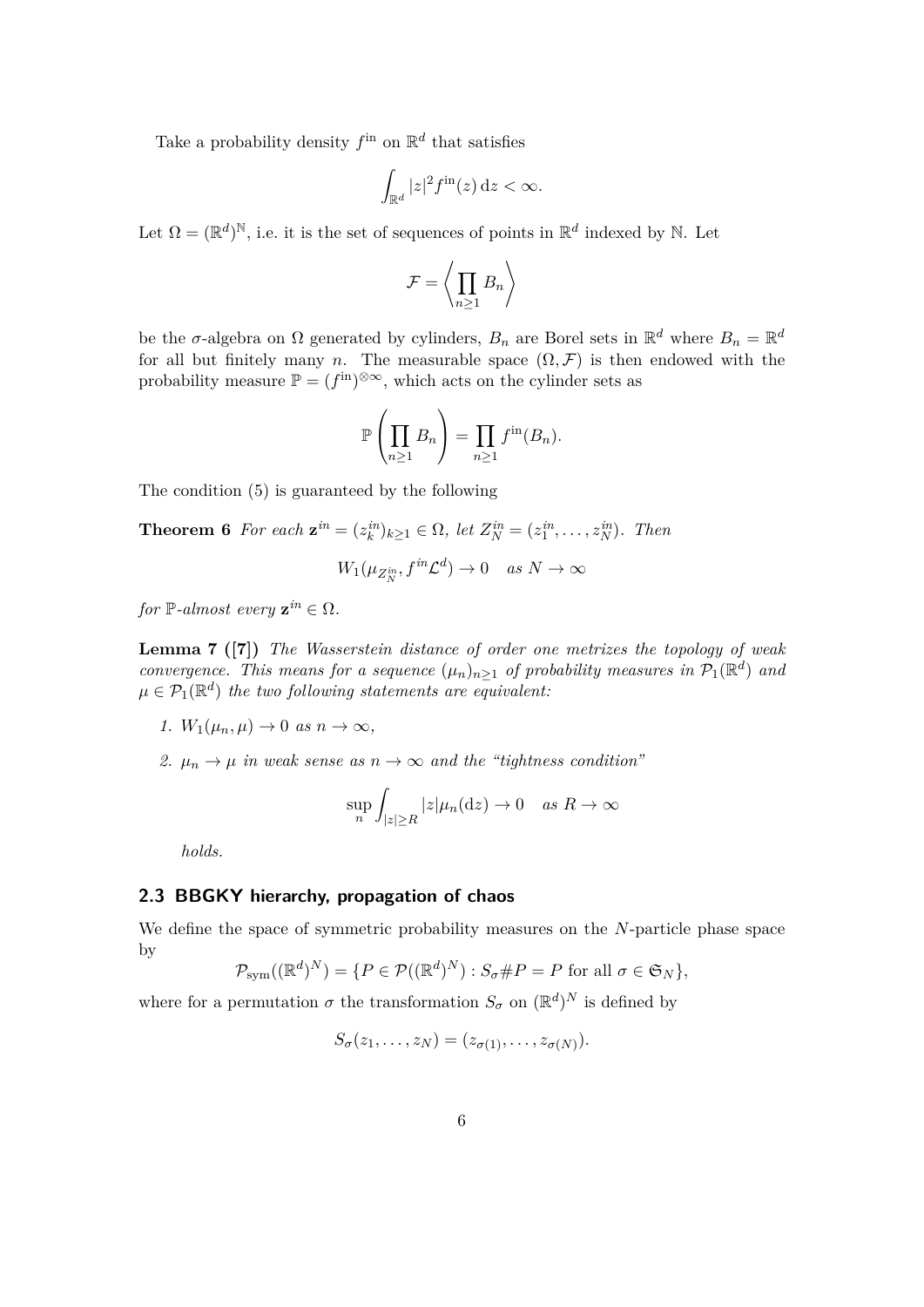Take a probability density $f^{\mathrm{in}}$ on $\mathbb{R}^d$ that satisfies

$$\int_{\mathbb{R}^d} |z|^2 f^{\mathrm{in}}(z)\,\mathrm{d}z < \infty.$$

Let $\Omega = (\mathbb{R}^d)^{\mathbb{N}}$, i.e. it is the set of sequences of points in $\mathbb{R}^d$ indexed by $\mathbb{N}$. Let

$$\mathcal{F} = \left\langle \prod_{n\geq 1} B_n \right\rangle$$

be the $\sigma$-algebra on $\Omega$ generated by cylinders, $B_n$ are Borel sets in $\mathbb{R}^d$ where $B_n = \mathbb{R}^d$ for all but finitely many $n$. The measurable space $(\Omega, \mathcal{F})$ is then endowed with the probability measure $\mathbb{P} = (f^{\mathrm{in}})^{\otimes\infty}$, which acts on the cylinder sets as

$$\mathbb{P}\left(\prod_{n\geq 1} B_n\right) = \prod_{n\geq 1} f^{\mathrm{in}}(B_n).$$

The condition (5) is guaranteed by the following

**Theorem 6** *For each $\mathbf{z}^{in} = (z_k^{in})_{k\geq 1} \in \Omega$, let $Z_N^{in} = (z_1^{in}, \ldots, z_N^{in})$. Then*

$$W_1(\mu_{Z_N^{in}}, f^{in}\mathcal{L}^d) \to 0 \quad \text{as } N \to \infty$$

*for $\mathbb{P}$-almost every $\mathbf{z}^{in} \in \Omega$.*

**Lemma 7 ([7])** *The Wasserstein distance of order one metrizes the topology of weak convergence. This means for a sequence $(\mu_n)_{n\geq 1}$ of probability measures in $\mathcal{P}_1(\mathbb{R}^d)$ and $\mu \in \mathcal{P}_1(\mathbb{R}^d)$ the two following statements are equivalent:*

1. *$W_1(\mu_n, \mu) \to 0$ as $n \to \infty$,*
2. *$\mu_n \to \mu$ in weak sense as $n \to \infty$ and the "tightness condition"*

$$\sup_n \int_{|z|\geq R} |z|\mu_n(\mathrm{d}z) \to 0 \quad \text{as } R \to \infty$$

*holds.*

## 2.3 BBGKY hierarchy, propagation of chaos

We define the space of symmetric probability measures on the $N$-particle phase space by

$$\mathcal{P}_{\mathrm{sym}}((\mathbb{R}^d)^N) = \{P \in \mathcal{P}((\mathbb{R}^d)^N) : S_\sigma \# P = P \text{ for all } \sigma \in \mathfrak{S}_N\},$$

where for a permutation $\sigma$ the transformation $S_\sigma$ on $(\mathbb{R}^d)^N$ is defined by

$$S_\sigma(z_1, \ldots, z_N) = (z_{\sigma(1)}, \ldots, z_{\sigma(N)}).$$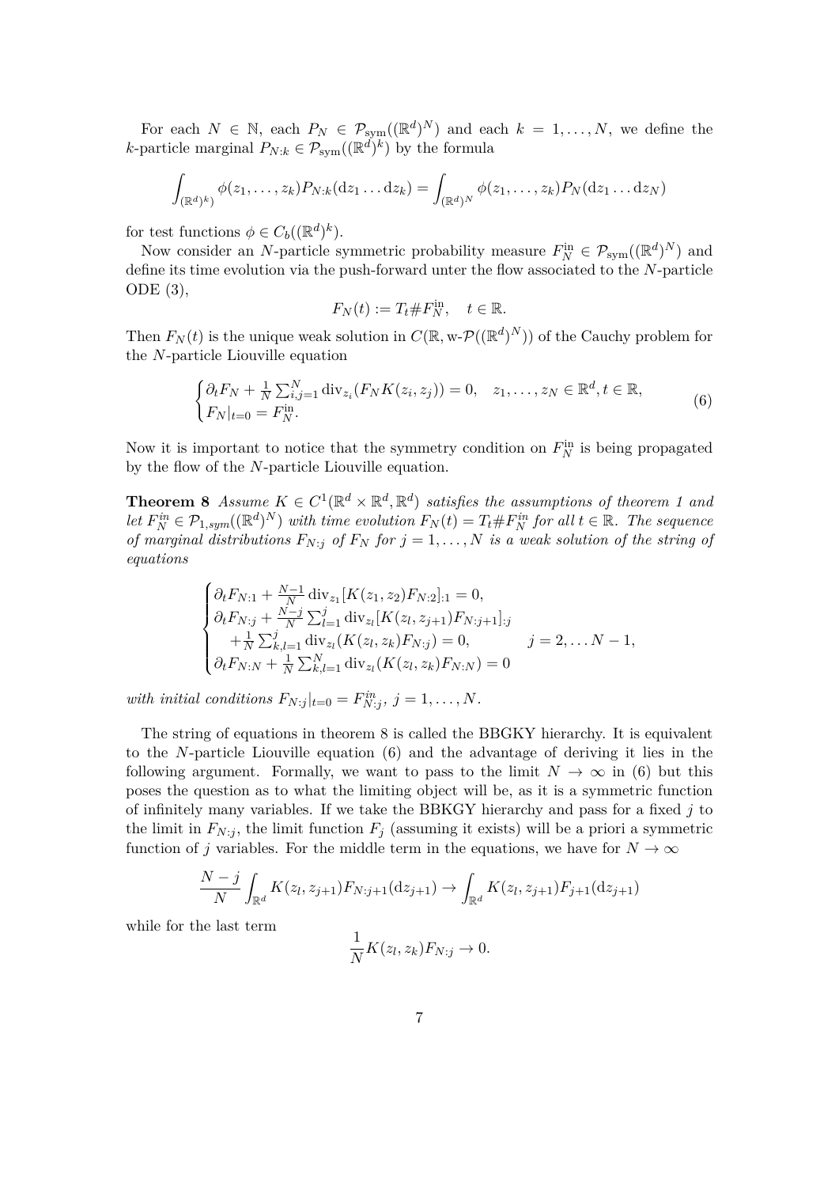For each $N \in \mathbb{N}$, each $P_N \in \mathcal{P}_{\mathrm{sym}}((\mathbb{R}^d)^N)$ and each $k = 1, \ldots, N$, we define the $k$-particle marginal $P_{N:k} \in \mathcal{P}_{\mathrm{sym}}((\mathbb{R}^d)^k)$ by the formula

$$\int_{(\mathbb{R}^d)^k)} \phi(z_1, \ldots, z_k) P_{N:k}(\mathrm{d}z_1 \ldots \mathrm{d}z_k) = \int_{(\mathbb{R}^d)^N} \phi(z_1, \ldots, z_k) P_N(\mathrm{d}z_1 \ldots \mathrm{d}z_N)$$

for test functions $\phi \in C_b((\mathbb{R}^d)^k)$.

Now consider an $N$-particle symmetric probability measure $F_N^{\mathrm{in}} \in \mathcal{P}_{\mathrm{sym}}((\mathbb{R}^d)^N)$ and define its time evolution via the push-forward unter the flow associated to the $N$-particle ODE (3),

$$F_N(t) := T_t \# F_N^{\mathrm{in}}, \quad t \in \mathbb{R}.$$

Then $F_N(t)$ is the unique weak solution in $C(\mathbb{R}, \text{w-}\mathcal{P}((\mathbb{R}^d)^N))$ of the Cauchy problem for the $N$-particle Liouville equation

$$\begin{cases} \partial_t F_N + \frac{1}{N} \sum_{i,j=1}^N \mathrm{div}_{z_i}(F_N K(z_i, z_j)) = 0, \quad z_1, \ldots, z_N \in \mathbb{R}^d, t \in \mathbb{R}, \\ F_N|_{t=0} = F_N^{\mathrm{in}}. \end{cases} \tag{6}$$

Now it is important to notice that the symmetry condition on $F_N^{\mathrm{in}}$ is being propagated by the flow of the $N$-particle Liouville equation.

**Theorem 8** *Assume $K \in C^1(\mathbb{R}^d \times \mathbb{R}^d, \mathbb{R}^d)$ satisfies the assumptions of theorem 1 and let $F_N^{in} \in \mathcal{P}_{1,sym}((\mathbb{R}^d)^N)$ with time evolution $F_N(t) = T_t \# F_N^{in}$ for all $t \in \mathbb{R}$. The sequence of marginal distributions $F_{N:j}$ of $F_N$ for $j = 1, \ldots, N$ is a weak solution of the string of equations*

$$\begin{cases} \partial_t F_{N:1} + \frac{N-1}{N} \mathrm{div}_{z_1}[K(z_1, z_2) F_{N:2}]_{:1} = 0, \\ \partial_t F_{N:j} + \frac{N-j}{N} \sum_{l=1}^j \mathrm{div}_{z_l}[K(z_l, z_{j+1}) F_{N:j+1}]_{:j} \\ \quad + \frac{1}{N} \sum_{k,l=1}^j \mathrm{div}_{z_l}(K(z_l, z_k) F_{N:j}) = 0, \qquad j = 2, \ldots N-1, \\ \partial_t F_{N:N} + \frac{1}{N} \sum_{k,l=1}^N \mathrm{div}_{z_l}(K(z_l, z_k) F_{N:N}) = 0 \end{cases}$$

*with initial conditions $F_{N:j}|_{t=0} = F_{N:j}^{in}$, $j = 1, \ldots, N$.*

The string of equations in theorem 8 is called the BBGKY hierarchy. It is equivalent to the $N$-particle Liouville equation (6) and the advantage of deriving it lies in the following argument. Formally, we want to pass to the limit $N \to \infty$ in (6) but this poses the question as to what the limiting object will be, as it is a symmetric function of infinitely many variables. If we take the BBKGY hierarchy and pass for a fixed $j$ to the limit in $F_{N:j}$, the limit function $F_j$ (assuming it exists) will be a priori a symmetric function of $j$ variables. For the middle term in the equations, we have for $N \to \infty$

$$\frac{N-j}{N} \int_{\mathbb{R}^d} K(z_l, z_{j+1}) F_{N:j+1}(\mathrm{d}z_{j+1}) \to \int_{\mathbb{R}^d} K(z_l, z_{j+1}) F_{j+1}(\mathrm{d}z_{j+1})$$

while for the last term

$$\frac{1}{N} K(z_l, z_k) F_{N:j} \to 0.$$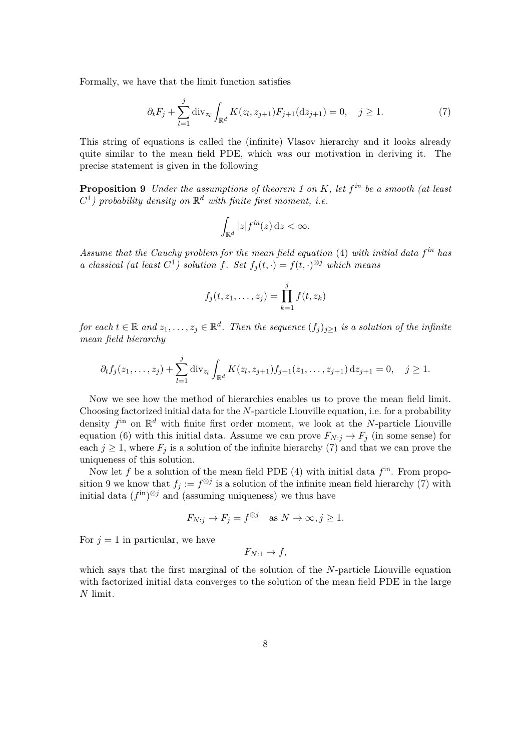Formally, we have that the limit function satisfies

$$\partial_t F_j + \sum_{l=1}^{j} \operatorname{div}_{z_l} \int_{\mathbb{R}^d} K(z_l, z_{j+1}) F_{j+1}(\mathrm{d}z_{j+1}) = 0, \quad j \geq 1. \tag{7}$$

This string of equations is called the (infinite) Vlasov hierarchy and it looks already quite similar to the mean field PDE, which was our motivation in deriving it. The precise statement is given in the following

**Proposition 9** *Under the assumptions of theorem 1 on $K$, let $f^{in}$ be a smooth (at least $C^1$) probability density on $\mathbb{R}^d$ with finite first moment, i.e.*

$$\int_{\mathbb{R}^d} |z| f^{in}(z)\, \mathrm{d}z < \infty.$$

*Assume that the Cauchy problem for the mean field equation* (4) *with initial data $f^{in}$ has a classical (at least $C^1$) solution $f$. Set $f_j(t, \cdot) = f(t, \cdot)^{\otimes j}$ which means*

$$f_j(t, z_1, \dots, z_j) = \prod_{k=1}^{j} f(t, z_k)$$

*for each $t \in \mathbb{R}$ and $z_1, \dots, z_j \in \mathbb{R}^d$. Then the sequence $(f_j)_{j \geq 1}$ is a solution of the infinite mean field hierarchy*

$$\partial_t f_j(z_1, \dots, z_j) + \sum_{l=1}^{j} \operatorname{div}_{z_l} \int_{\mathbb{R}^d} K(z_l, z_{j+1}) f_{j+1}(z_1, \dots, z_{j+1})\, \mathrm{d}z_{j+1} = 0, \quad j \geq 1.$$

Now we see how the method of hierarchies enables us to prove the mean field limit. Choosing factorized initial data for the $N$-particle Liouville equation, i.e. for a probability density $f^{\text{in}}$ on $\mathbb{R}^d$ with finite first order moment, we look at the $N$-particle Liouville equation (6) with this initial data. Assume we can prove $F_{N:j} \to F_j$ (in some sense) for each $j \geq 1$, where $F_j$ is a solution of the infinite hierarchy (7) and that we can prove the uniqueness of this solution.

Now let $f$ be a solution of the mean field PDE (4) with initial data $f^{\text{in}}$. From proposition 9 we know that $f_j := f^{\otimes j}$ is a solution of the infinite mean field hierarchy (7) with initial data $(f^{\text{in}})^{\otimes j}$ and (assuming uniqueness) we thus have

$$F_{N:j} \to F_j = f^{\otimes j} \quad \text{as } N \to \infty, j \geq 1.$$

For $j = 1$ in particular, we have

$$F_{N:1} \to f,$$

which says that the first marginal of the solution of the $N$-particle Liouville equation with factorized initial data converges to the solution of the mean field PDE in the large $N$ limit.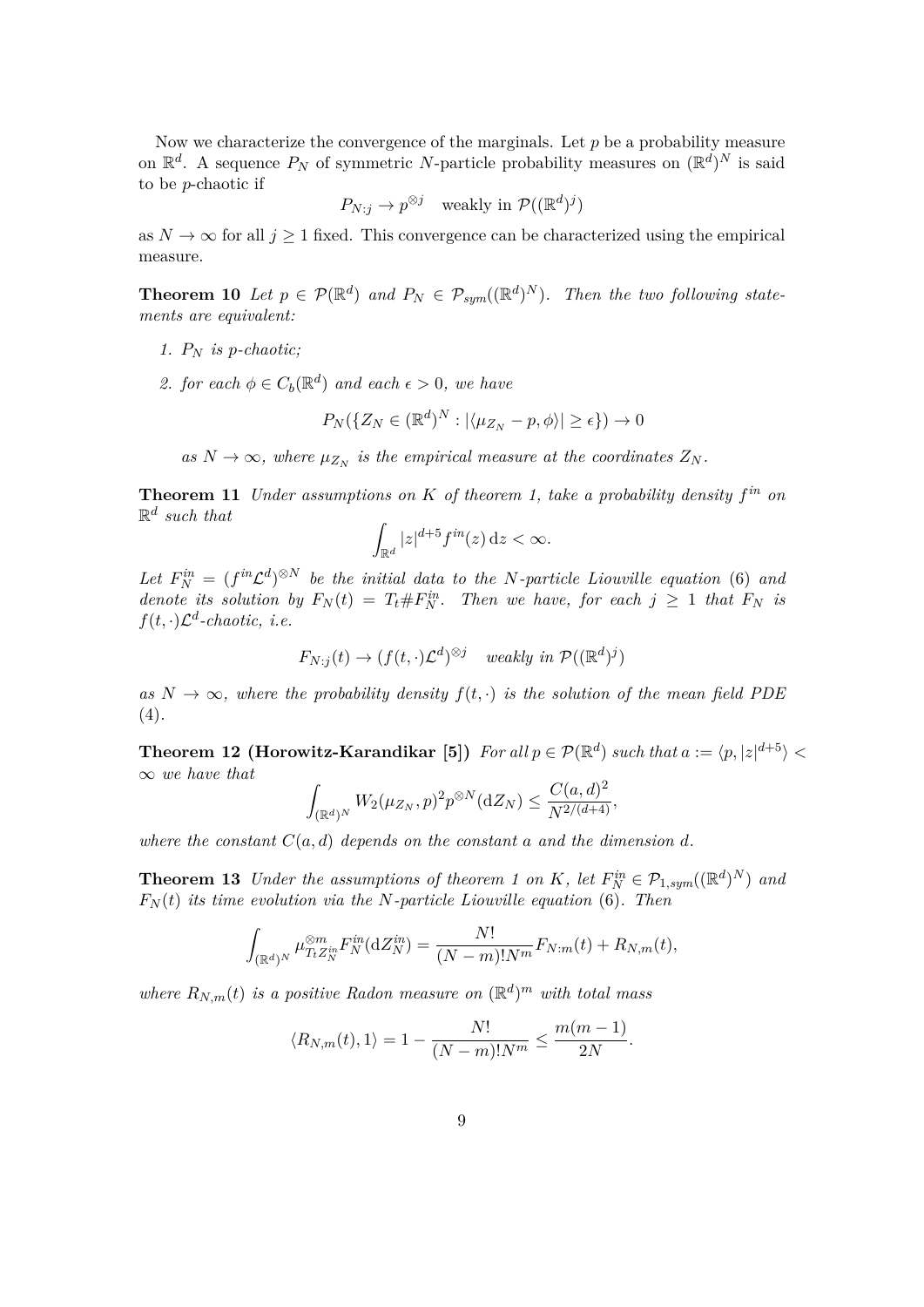Now we characterize the convergence of the marginals. Let $p$ be a probability measure on $\mathbb{R}^d$. A sequence $P_N$ of symmetric $N$-particle probability measures on $(\mathbb{R}^d)^N$ is said to be $p$-chaotic if

$$P_{N:j} \to p^{\otimes j} \quad \text{weakly in } \mathcal{P}((\mathbb{R}^d)^j)$$

as $N \to \infty$ for all $j \geq 1$ fixed. This convergence can be characterized using the empirical measure.

**Theorem 10** *Let $p \in \mathcal{P}(\mathbb{R}^d)$ and $P_N \in \mathcal{P}_{sym}((\mathbb{R}^d)^N)$. Then the two following statements are equivalent:*

1. *$P_N$ is $p$-chaotic;*
2. *for each $\phi \in C_b(\mathbb{R}^d)$ and each $\epsilon > 0$, we have*

$$P_N(\{Z_N \in (\mathbb{R}^d)^N : |\langle \mu_{Z_N} - p, \phi\rangle| \geq \epsilon\}) \to 0$$

*as $N \to \infty$, where $\mu_{Z_N}$ is the empirical measure at the coordinates $Z_N$.*

**Theorem 11** *Under assumptions on $K$ of theorem 1, take a probability density $f^{in}$ on $\mathbb{R}^d$ such that*

$$\int_{\mathbb{R}^d} |z|^{d+5} f^{in}(z)\,\mathrm{d}z < \infty.$$

*Let $F_N^{in} = (f^{in}\mathcal{L}^d)^{\otimes N}$ be the initial data to the $N$-particle Liouville equation (6) and denote its solution by $F_N(t) = T_t \# F_N^{in}$. Then we have, for each $j \geq 1$ that $F_N$ is $f(t,\cdot)\mathcal{L}^d$-chaotic, i.e.*

$$F_{N:j}(t) \to (f(t,\cdot)\mathcal{L}^d)^{\otimes j} \quad \text{weakly in } \mathcal{P}((\mathbb{R}^d)^j)$$

*as $N \to \infty$, where the probability density $f(t,\cdot)$ is the solution of the mean field PDE (4).*

**Theorem 12 (Horowitz-Karandikar [5])** *For all $p \in \mathcal{P}(\mathbb{R}^d)$ such that $a := \langle p, |z|^{d+5}\rangle < \infty$ we have that*

$$\int_{(\mathbb{R}^d)^N} W_2(\mu_{Z_N}, p)^2 p^{\otimes N}(\mathrm{d}Z_N) \leq \frac{C(a,d)^2}{N^{2/(d+4)}},$$

*where the constant $C(a,d)$ depends on the constant $a$ and the dimension $d$.*

**Theorem 13** *Under the assumptions of theorem 1 on $K$, let $F_N^{in} \in \mathcal{P}_{1,sym}((\mathbb{R}^d)^N)$ and $F_N(t)$ its time evolution via the $N$-particle Liouville equation (6). Then*

$$\int_{(\mathbb{R}^d)^N} \mu_{T_t Z_N^{in}}^{\otimes m} F_N^{in}(\mathrm{d}Z_N^{in}) = \frac{N!}{(N-m)!N^m} F_{N:m}(t) + R_{N,m}(t),$$

*where $R_{N,m}(t)$ is a positive Radon measure on $(\mathbb{R}^d)^m$ with total mass*

$$\langle R_{N,m}(t), 1\rangle = 1 - \frac{N!}{(N-m)!N^m} \leq \frac{m(m-1)}{2N}.$$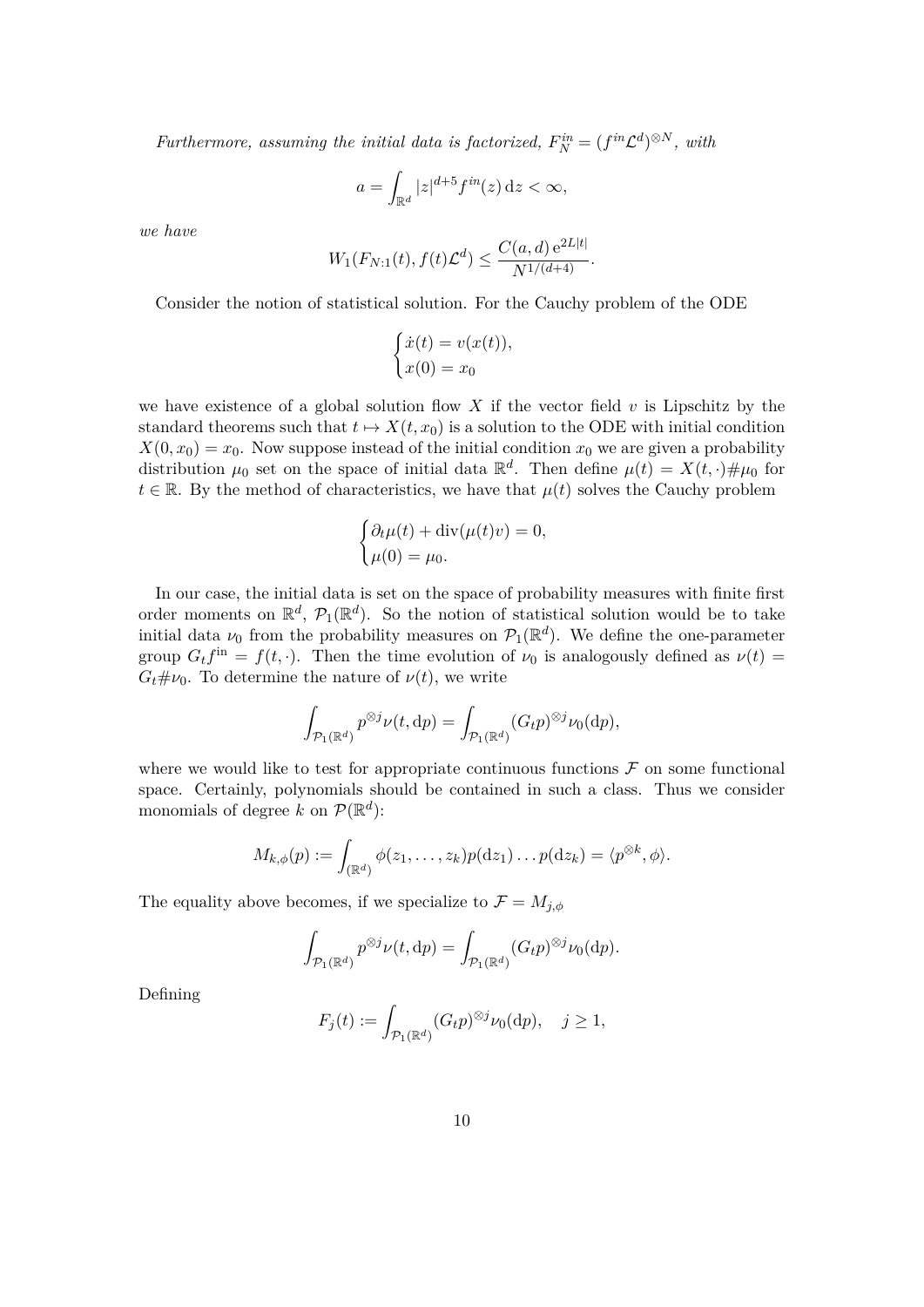*Furthermore, assuming the initial data is factorized, $F_N^{in} = (f^{in}\mathcal{L}^d)^{\otimes N}$, with*

$$a = \int_{\mathbb{R}^d} |z|^{d+5} f^{in}(z)\,\mathrm{d}z < \infty,$$

*we have*

$$W_1(F_{N:1}(t), f(t)\mathcal{L}^d) \leq \frac{C(a,d)\,\mathrm{e}^{2L|t|}}{N^{1/(d+4)}}.$$

Consider the notion of statistical solution. For the Cauchy problem of the ODE

$$\begin{cases} \dot{x}(t) = v(x(t)), \\ x(0) = x_0 \end{cases}$$

we have existence of a global solution flow $X$ if the vector field $v$ is Lipschitz by the standard theorems such that $t \mapsto X(t, x_0)$ is a solution to the ODE with initial condition $X(0, x_0) = x_0$. Now suppose instead of the initial condition $x_0$ we are given a probability distribution $\mu_0$ set on the space of initial data $\mathbb{R}^d$. Then define $\mu(t) = X(t, \cdot)\#\mu_0$ for $t \in \mathbb{R}$. By the method of characteristics, we have that $\mu(t)$ solves the Cauchy problem

$$\begin{cases} \partial_t \mu(t) + \operatorname{div}(\mu(t) v) = 0, \\ \mu(0) = \mu_0. \end{cases}$$

In our case, the initial data is set on the space of probability measures with finite first order moments on $\mathbb{R}^d$, $\mathcal{P}_1(\mathbb{R}^d)$. So the notion of statistical solution would be to take initial data $\nu_0$ from the probability measures on $\mathcal{P}_1(\mathbb{R}^d)$. We define the one-parameter group $G_t f^{\text{in}} = f(t, \cdot)$. Then the time evolution of $\nu_0$ is analogously defined as $\nu(t) = G_t\#\nu_0$. To determine the nature of $\nu(t)$, we write

$$\int_{\mathcal{P}_1(\mathbb{R}^d)} p^{\otimes j} \nu(t, \mathrm{d}p) = \int_{\mathcal{P}_1(\mathbb{R}^d)} (G_t p)^{\otimes j} \nu_0(\mathrm{d}p),$$

where we would like to test for appropriate continuous functions $\mathcal{F}$ on some functional space. Certainly, polynomials should be contained in such a class. Thus we consider monomials of degree $k$ on $\mathcal{P}(\mathbb{R}^d)$:

$$M_{k,\phi}(p) := \int_{(\mathbb{R}^d)} \phi(z_1, \ldots, z_k) p(\mathrm{d}z_1) \ldots p(\mathrm{d}z_k) = \langle p^{\otimes k}, \phi \rangle.$$

The equality above becomes, if we specialize to $\mathcal{F} = M_{j,\phi}$

$$\int_{\mathcal{P}_1(\mathbb{R}^d)} p^{\otimes j} \nu(t, \mathrm{d}p) = \int_{\mathcal{P}_1(\mathbb{R}^d)} (G_t p)^{\otimes j} \nu_0(\mathrm{d}p).$$

Defining

$$F_j(t) := \int_{\mathcal{P}_1(\mathbb{R}^d)} (G_t p)^{\otimes j} \nu_0(\mathrm{d}p), \quad j \geq 1,$$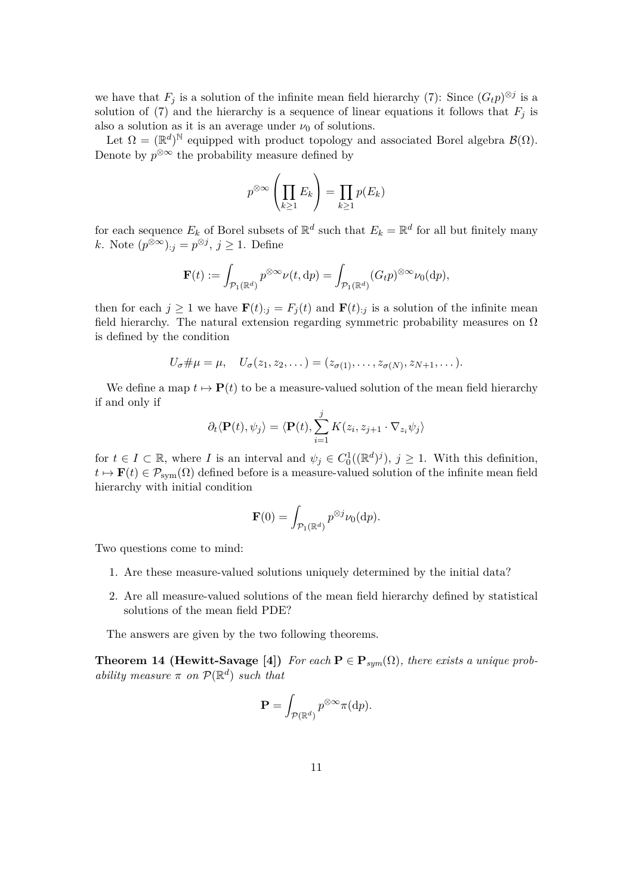we have that $F_j$ is a solution of the infinite mean field hierarchy (7): Since $(G_t p)^{\otimes j}$ is a solution of (7) and the hierarchy is a sequence of linear equations it follows that $F_j$ is also a solution as it is an average under $\nu_0$ of solutions.

Let $\Omega = (\mathbb{R}^d)^{\mathbb{N}}$ equipped with product topology and associated Borel algebra $\mathcal{B}(\Omega)$. Denote by $p^{\otimes\infty}$ the probability measure defined by

$$p^{\otimes\infty}\left(\prod_{k\geq 1} E_k\right) = \prod_{k\geq 1} p(E_k)$$

for each sequence $E_k$ of Borel subsets of $\mathbb{R}^d$ such that $E_k = \mathbb{R}^d$ for all but finitely many $k$. Note $(p^{\otimes\infty})_{:j} = p^{\otimes j}$, $j \geq 1$. Define

$$\mathbf{F}(t) := \int_{\mathcal{P}_1(\mathbb{R}^d)} p^{\otimes\infty}\nu(t, \mathrm{d}p) = \int_{\mathcal{P}_1(\mathbb{R}^d)} (G_t p)^{\otimes\infty}\nu_0(\mathrm{d}p),$$

then for each $j \geq 1$ we have $\mathbf{F}(t)_{:j} = F_j(t)$ and $\mathbf{F}(t)_{:j}$ is a solution of the infinite mean field hierarchy. The natural extension regarding symmetric probability measures on $\Omega$ is defined by the condition

$$U_\sigma \# \mu = \mu, \quad U_\sigma(z_1, z_2, \dots) = (z_{\sigma(1)}, \dots, z_{\sigma(N)}, z_{N+1}, \dots).$$

We define a map $t \mapsto \mathbf{P}(t)$ to be a measure-valued solution of the mean field hierarchy if and only if

$$\partial_t \langle \mathbf{P}(t), \psi_j \rangle = \langle \mathbf{P}(t), \sum_{i=1}^{j} K(z_i, z_{j+1} \cdot \nabla_{z_i} \psi_j \rangle$$

for $t \in I \subset \mathbb{R}$, where $I$ is an interval and $\psi_j \in C_0^1((\mathbb{R}^d)^j)$, $j \geq 1$. With this definition, $t \mapsto \mathbf{F}(t) \in \mathcal{P}_{\mathrm{sym}}(\Omega)$ defined before is a measure-valued solution of the infinite mean field hierarchy with initial condition

$$\mathbf{F}(0) = \int_{\mathcal{P}_1(\mathbb{R}^d)} p^{\otimes j}\nu_0(\mathrm{d}p).$$

Two questions come to mind:

1. Are these measure-valued solutions uniquely determined by the initial data?
2. Are all measure-valued solutions of the mean field hierarchy defined by statistical solutions of the mean field PDE?

The answers are given by the two following theorems.

**Theorem 14 (Hewitt-Savage [4])** *For each $\mathbf{P} \in \mathbf{P}_{sym}(\Omega)$, there exists a unique probability measure $\pi$ on $\mathcal{P}(\mathbb{R}^d)$ such that*

$$\mathbf{P} = \int_{\mathcal{P}(\mathbb{R}^d)} p^{\otimes\infty}\pi(\mathrm{d}p).$$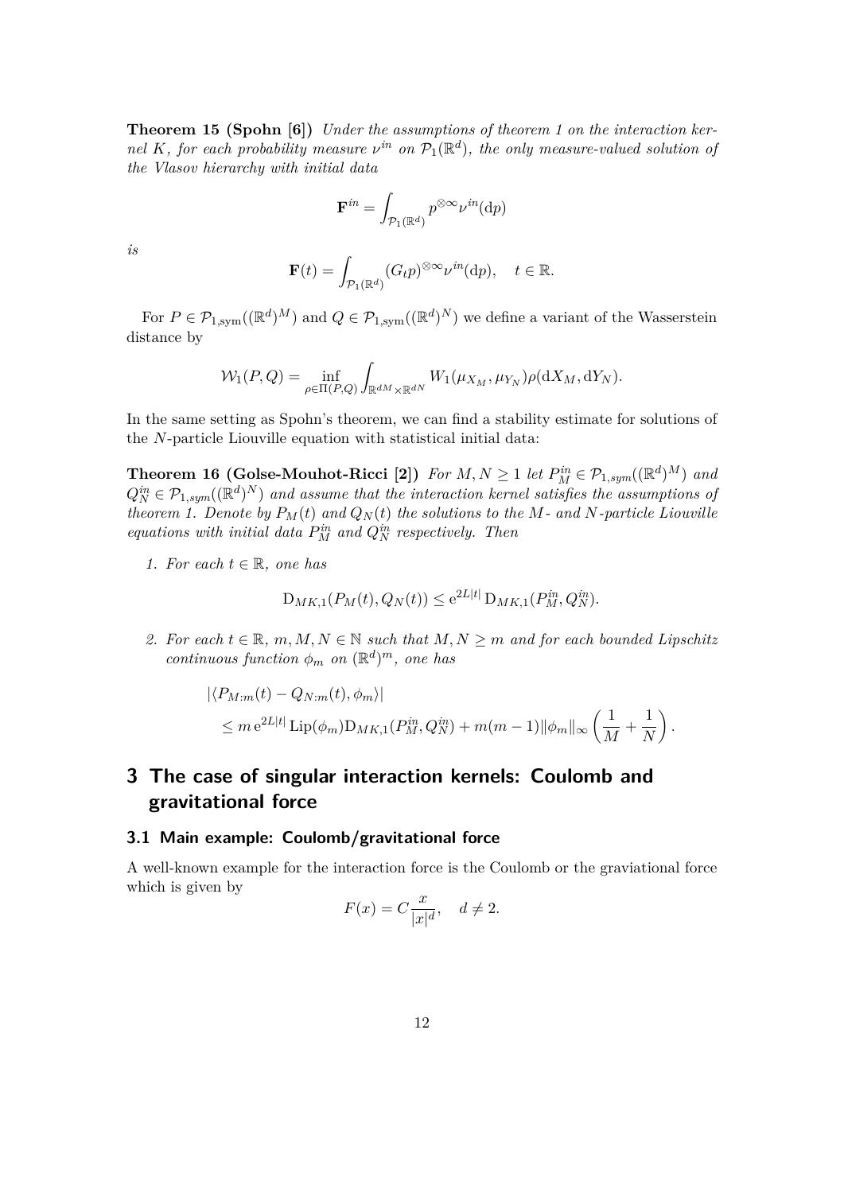**Theorem 15 (Spohn [6])** *Under the assumptions of theorem 1 on the interaction kernel $K$, for each probability measure $\nu^{in}$ on $\mathcal{P}_1(\mathbb{R}^d)$, the only measure-valued solution of the Vlasov hierarchy with initial data*

$$\mathbf{F}^{in} = \int_{\mathcal{P}_1(\mathbb{R}^d)} p^{\otimes\infty} \nu^{in}(\mathrm{d}p)$$

*is*

$$\mathbf{F}(t) = \int_{\mathcal{P}_1(\mathbb{R}^d)} (G_t p)^{\otimes\infty} \nu^{in}(\mathrm{d}p), \quad t \in \mathbb{R}.$$

For $P \in \mathcal{P}_{1,\mathrm{sym}}((\mathbb{R}^d)^M)$ and $Q \in \mathcal{P}_{1,\mathrm{sym}}((\mathbb{R}^d)^N)$ we define a variant of the Wasserstein distance by

$$\mathcal{W}_1(P,Q) = \inf_{\rho \in \Pi(P,Q)} \int_{\mathbb{R}^{dM} \times \mathbb{R}^{dN}} W_1(\mu_{X_M}, \mu_{Y_N}) \rho(\mathrm{d}X_M, \mathrm{d}Y_N).$$

In the same setting as Spohn's theorem, we can find a stability estimate for solutions of the $N$-particle Liouville equation with statistical initial data:

**Theorem 16 (Golse-Mouhot-Ricci [2])** *For $M, N \geq 1$ let $P_M^{in} \in \mathcal{P}_{1,sym}((\mathbb{R}^d)^M)$ and $Q_N^{in} \in \mathcal{P}_{1,sym}((\mathbb{R}^d)^N)$ and assume that the interaction kernel satisfies the assumptions of theorem 1. Denote by $P_M(t)$ and $Q_N(t)$ the solutions to the $M$- and $N$-particle Liouville equations with initial data $P_M^{in}$ and $Q_N^{in}$ respectively. Then*

1. *For each $t \in \mathbb{R}$, one has*

$$\mathrm{D}_{MK,1}(P_M(t), Q_N(t)) \leq \mathrm{e}^{2L|t|} \, \mathrm{D}_{MK,1}(P_M^{in}, Q_N^{in}).$$

2. *For each $t \in \mathbb{R}$, $m, M, N \in \mathbb{N}$ such that $M, N \geq m$ and for each bounded Lipschitz continuous function $\phi_m$ on $(\mathbb{R}^d)^m$, one has*

$$\begin{aligned}
&|\langle P_{M:m}(t) - Q_{N:m}(t), \phi_m \rangle| \\
&\leq m \, \mathrm{e}^{2L|t|} \, \mathrm{Lip}(\phi_m) \mathrm{D}_{MK,1}(P_M^{in}, Q_N^{in}) + m(m-1)\|\phi_m\|_\infty \left( \frac{1}{M} + \frac{1}{N} \right).
\end{aligned}$$

## 3 The case of singular interaction kernels: Coulomb and gravitational force

### 3.1 Main example: Coulomb/gravitational force

A well-known example for the interaction force is the Coulomb or the graviational force which is given by

$$F(x) = C \frac{x}{|x|^d}, \quad d \neq 2.$$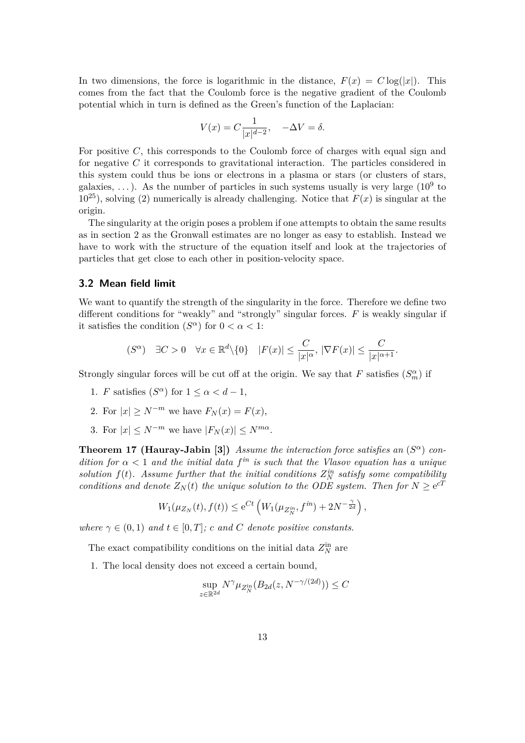In two dimensions, the force is logarithmic in the distance, $F(x) = C\log(|x|)$. This comes from the fact that the Coulomb force is the negative gradient of the Coulomb potential which in turn is defined as the Green's function of the Laplacian:

$$V(x) = C\frac{1}{|x|^{d-2}}, \quad -\Delta V = \delta.$$

For positive $C$, this corresponds to the Coulomb force of charges with equal sign and for negative $C$ it corresponds to gravitational interaction. The particles considered in this system could thus be ions or electrons in a plasma or stars (or clusters of stars, galaxies, ...). As the number of particles in such systems usually is very large ($10^9$ to $10^{25}$), solving (2) numerically is already challenging. Notice that $F(x)$ is singular at the origin.

The singularity at the origin poses a problem if one attempts to obtain the same results as in section 2 as the Gronwall estimates are no longer as easy to establish. Instead we have to work with the structure of the equation itself and look at the trajectories of particles that get close to each other in position-velocity space.

### 3.2 Mean field limit

We want to quantify the strength of the singularity in the force. Therefore we define two different conditions for "weakly" and "strongly" singular forces. $F$ is weakly singular if it satisfies the condition ($S^\alpha$) for $0 < \alpha < 1$:

$$(S^\alpha) \quad \exists C > 0 \quad \forall x \in \mathbb{R}^d \backslash \{0\} \quad |F(x)| \leq \frac{C}{|x|^\alpha}, \, |\nabla F(x)| \leq \frac{C}{|x|^{\alpha+1}}.$$

Strongly singular forces will be cut off at the origin. We say that $F$ satisfies ($S_m^\alpha$) if

1. $F$ satisfies ($S^\alpha$) for $1 \leq \alpha < d-1$,
2. For $|x| \geq N^{-m}$ we have $F_N(x) = F(x)$,
3. For $|x| \leq N^{-m}$ we have $|F_N(x)| \leq N^{m\alpha}$.

**Theorem 17 (Hauray-Jabin [3])** *Assume the interaction force satisfies an ($S^\alpha$) condition for $\alpha < 1$ and the initial data $f^{in}$ is such that the Vlasov equation has a unique solution $f(t)$. Assume further that the initial conditions $Z_N^{in}$ satisfy some compatibility conditions and denote $Z_N(t)$ the unique solution to the ODE system. Then for $N \geq e^{cT}$*

$$W_1(\mu_{Z_N}(t), f(t)) \leq e^{Ct}\left(W_1(\mu_{Z_N^{in}}, f^{in}) + 2N^{-\frac{\gamma}{2d}}\right),$$

*where $\gamma \in (0,1)$ and $t \in [0,T]$; $c$ and $C$ denote positive constants.*

The exact compatibility conditions on the initial data $Z_N^{\text{in}}$ are

1. The local density does not exceed a certain bound,

$$\sup_{z \in \mathbb{R}^{2d}} N^\gamma \mu_{Z_N^{\text{in}}}(B_{2d}(z, N^{-\gamma/(2d)})) \leq C$$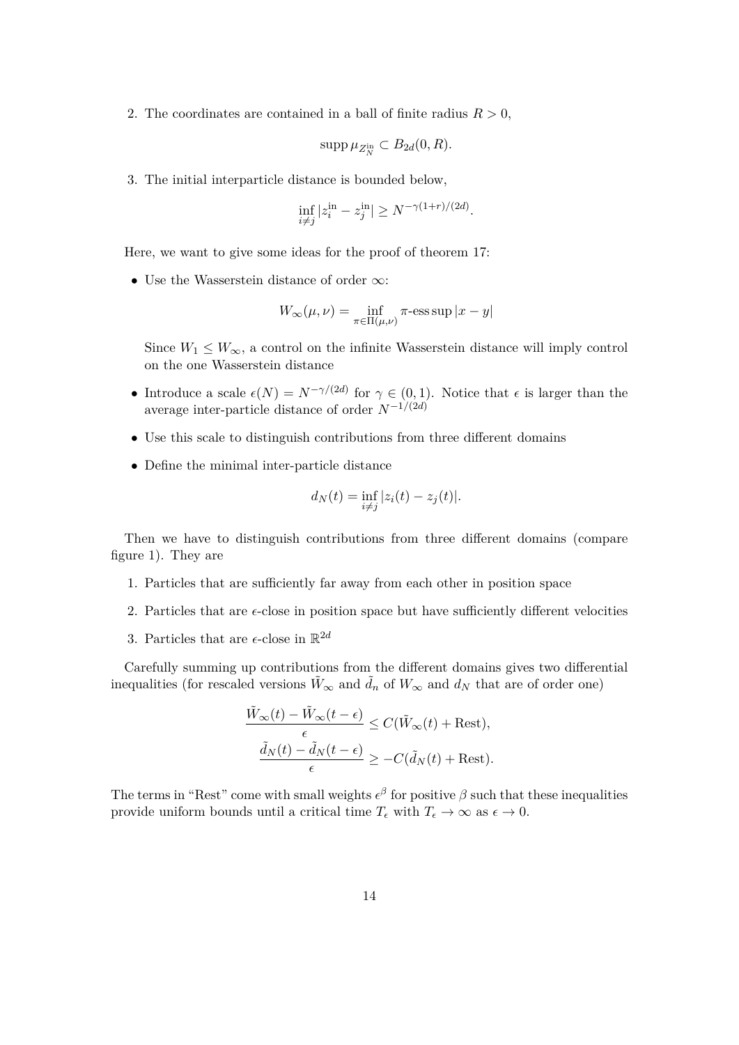2. The coordinates are contained in a ball of finite radius $R > 0$,

$$\operatorname{supp} \mu_{Z_N^{\text{in}}} \subset B_{2d}(0, R).$$

3. The initial interparticle distance is bounded below,

$$\inf_{i \neq j} |z_i^{\text{in}} - z_j^{\text{in}}| \geq N^{-\gamma(1+r)/(2d)}.$$

Here, we want to give some ideas for the proof of theorem 17:

- Use the Wasserstein distance of order $\infty$:

$$W_\infty(\mu, \nu) = \inf_{\pi \in \Pi(\mu,\nu)} \pi\text{-ess sup} |x - y|$$

  Since $W_1 \leq W_\infty$, a control on the infinite Wasserstein distance will imply control on the one Wasserstein distance

- Introduce a scale $\epsilon(N) = N^{-\gamma/(2d)}$ for $\gamma \in (0, 1)$. Notice that $\epsilon$ is larger than the average inter-particle distance of order $N^{-1/(2d)}$

- Use this scale to distinguish contributions from three different domains

- Define the minimal inter-particle distance

$$d_N(t) = \inf_{i \neq j} |z_i(t) - z_j(t)|.$$

Then we have to distinguish contributions from three different domains (compare figure 1). They are

1. Particles that are sufficiently far away from each other in position space
2. Particles that are $\epsilon$-close in position space but have sufficiently different velocities
3. Particles that are $\epsilon$-close in $\mathbb{R}^{2d}$

Carefully summing up contributions from the different domains gives two differential inequalities (for rescaled versions $\tilde{W}_\infty$ and $\tilde{d}_n$ of $W_\infty$ and $d_N$ that are of order one)

$$\frac{\tilde{W}_\infty(t) - \tilde{W}_\infty(t - \epsilon)}{\epsilon} \leq C(\tilde{W}_\infty(t) + \text{Rest}),$$

$$\frac{\tilde{d}_N(t) - \tilde{d}_N(t - \epsilon)}{\epsilon} \geq -C(\tilde{d}_N(t) + \text{Rest}).$$

The terms in "Rest" come with small weights $\epsilon^\beta$ for positive $\beta$ such that these inequalities provide uniform bounds until a critical time $T_\epsilon$ with $T_\epsilon \to \infty$ as $\epsilon \to 0$.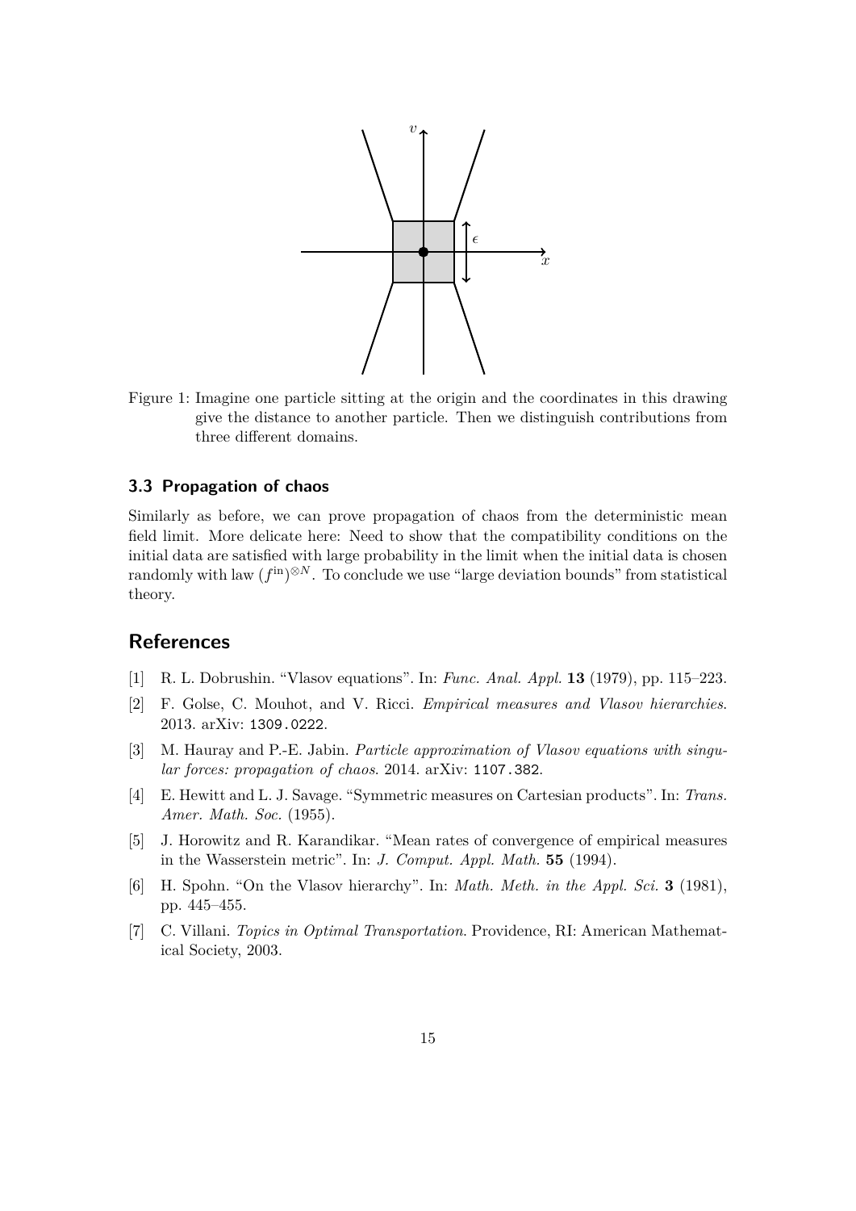v

ϵ

x

Figure 1: Imagine one particle sitting at the origin and the coordinates in this drawing give the distance to another particle. Then we distinguish contributions from three different domains.

### 3.3 Propagation of chaos

Similarly as before, we can prove propagation of chaos from the deterministic mean field limit. More delicate here: Need to show that the compatibility conditions on the initial data are satisfied with large probability in the limit when the initial data is chosen randomly with law $(f^{\mathrm{in}})^{\otimes N}$. To conclude we use "large deviation bounds" from statistical theory.

## References

[1] R. L. Dobrushin. "Vlasov equations". In: *Func. Anal. Appl.* **13** (1979), pp. 115–223.

[2] F. Golse, C. Mouhot, and V. Ricci. *Empirical measures and Vlasov hierarchies*. 2013. arXiv: 1309.0222.

[3] M. Hauray and P.-E. Jabin. *Particle approximation of Vlasov equations with singular forces: propagation of chaos*. 2014. arXiv: 1107.382.

[4] E. Hewitt and L. J. Savage. "Symmetric measures on Cartesian products". In: *Trans. Amer. Math. Soc.* (1955).

[5] J. Horowitz and R. Karandikar. "Mean rates of convergence of empirical measures in the Wasserstein metric". In: *J. Comput. Appl. Math.* **55** (1994).

[6] H. Spohn. "On the Vlasov hierarchy". In: *Math. Meth. in the Appl. Sci.* **3** (1981), pp. 445–455.

[7] C. Villani. *Topics in Optimal Transportation*. Providence, RI: American Mathematical Society, 2003.